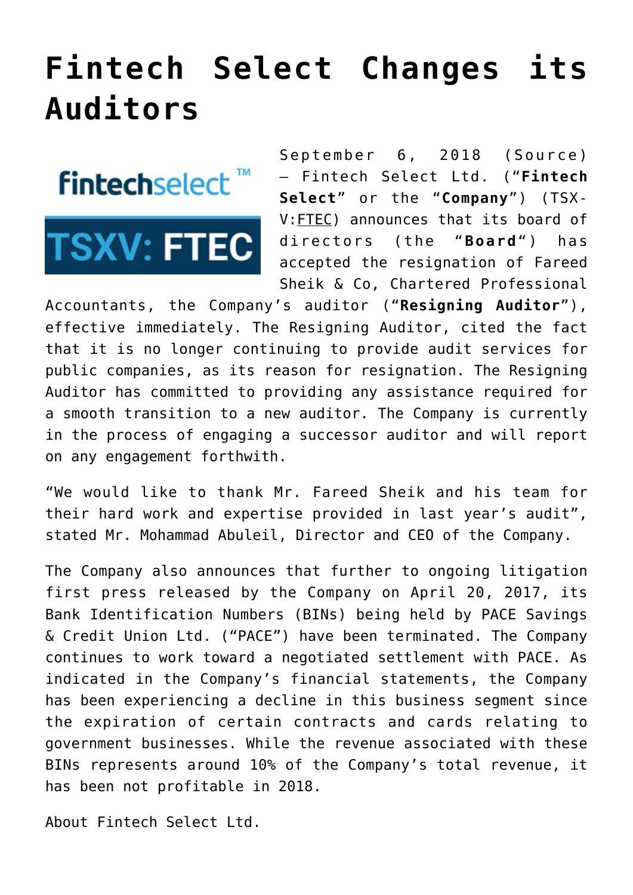# Fintech Select Changes its Auditors

September 6, 2018 (Source) – Fintech Select Ltd. ("**Fintech Select**" or the "**Company**") (TSX-V:FTEC) announces that its board of directors (the "**Board**") has accepted the resignation of Fareed Sheik & Co, Chartered Professional Accountants, the Company's auditor ("**Resigning Auditor**"), effective immediately. The Resigning Auditor, cited the fact that it is no longer continuing to provide audit services for public companies, as its reason for resignation. The Resigning Auditor has committed to providing any assistance required for a smooth transition to a new auditor. The Company is currently in the process of engaging a successor auditor and will report on any engagement forthwith.

"We would like to thank Mr. Fareed Sheik and his team for their hard work and expertise provided in last year's audit", stated Mr. Mohammad Abuleil, Director and CEO of the Company.

The Company also announces that further to ongoing litigation first press released by the Company on April 20, 2017, its Bank Identification Numbers (BINs) being held by PACE Savings & Credit Union Ltd. ("PACE") have been terminated. The Company continues to work toward a negotiated settlement with PACE. As indicated in the Company's financial statements, the Company has been experiencing a decline in this business segment since the expiration of certain contracts and cards relating to government businesses. While the revenue associated with these BINs represents around 10% of the Company's total revenue, it has been not profitable in 2018.

About Fintech Select Ltd.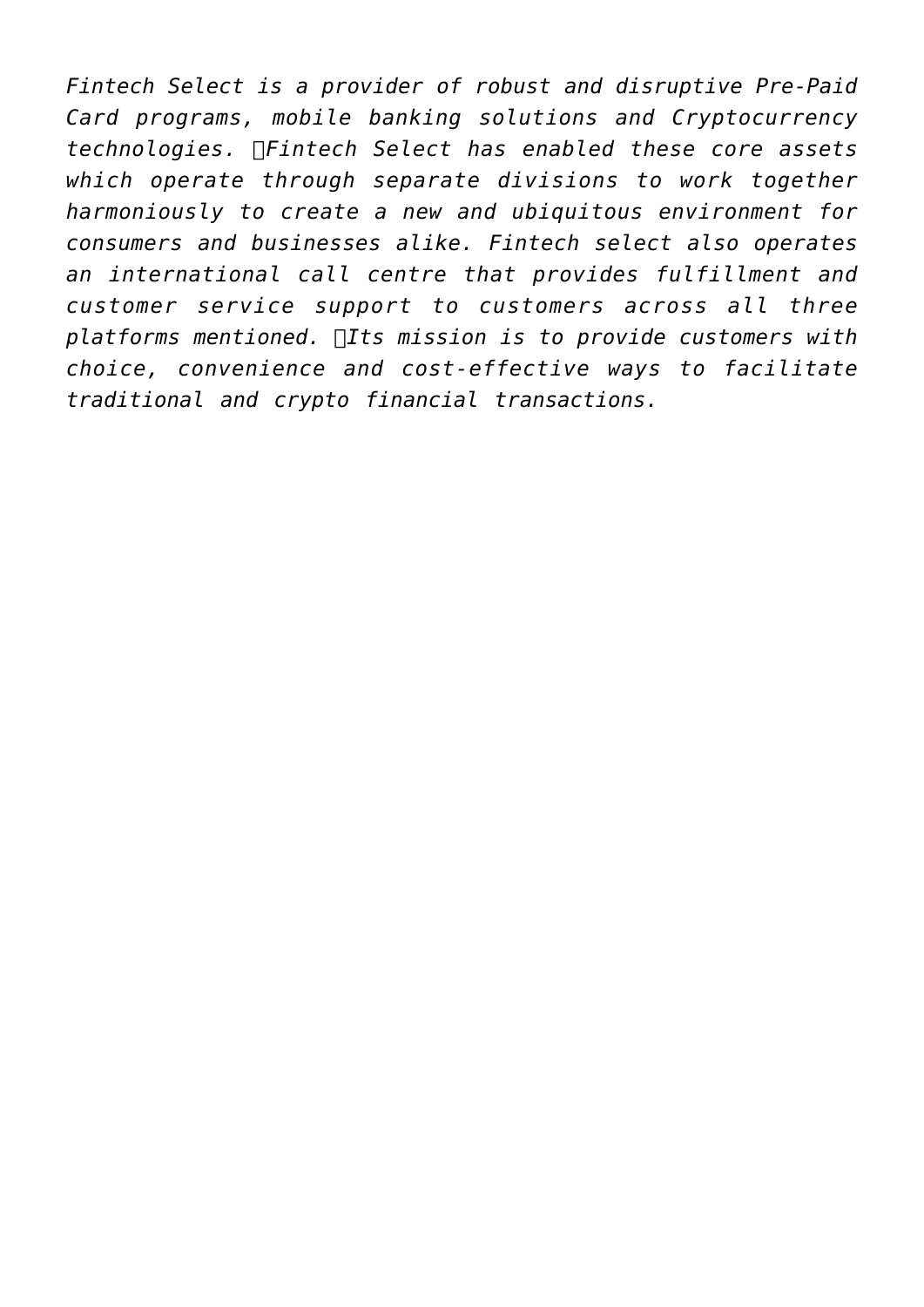*Fintech Select is a provider of robust and disruptive Pre-Paid Card programs, mobile banking solutions and Cryptocurrency technologies. Fintech Select has enabled these core assets which operate through separate divisions to work together harmoniously to create a new and ubiquitous environment for consumers and businesses alike. Fintech select also operates an international call centre that provides fulfillment and customer service support to customers across all three platforms mentioned. Its mission is to provide customers with choice, convenience and cost-effective ways to facilitate traditional and crypto financial transactions.*